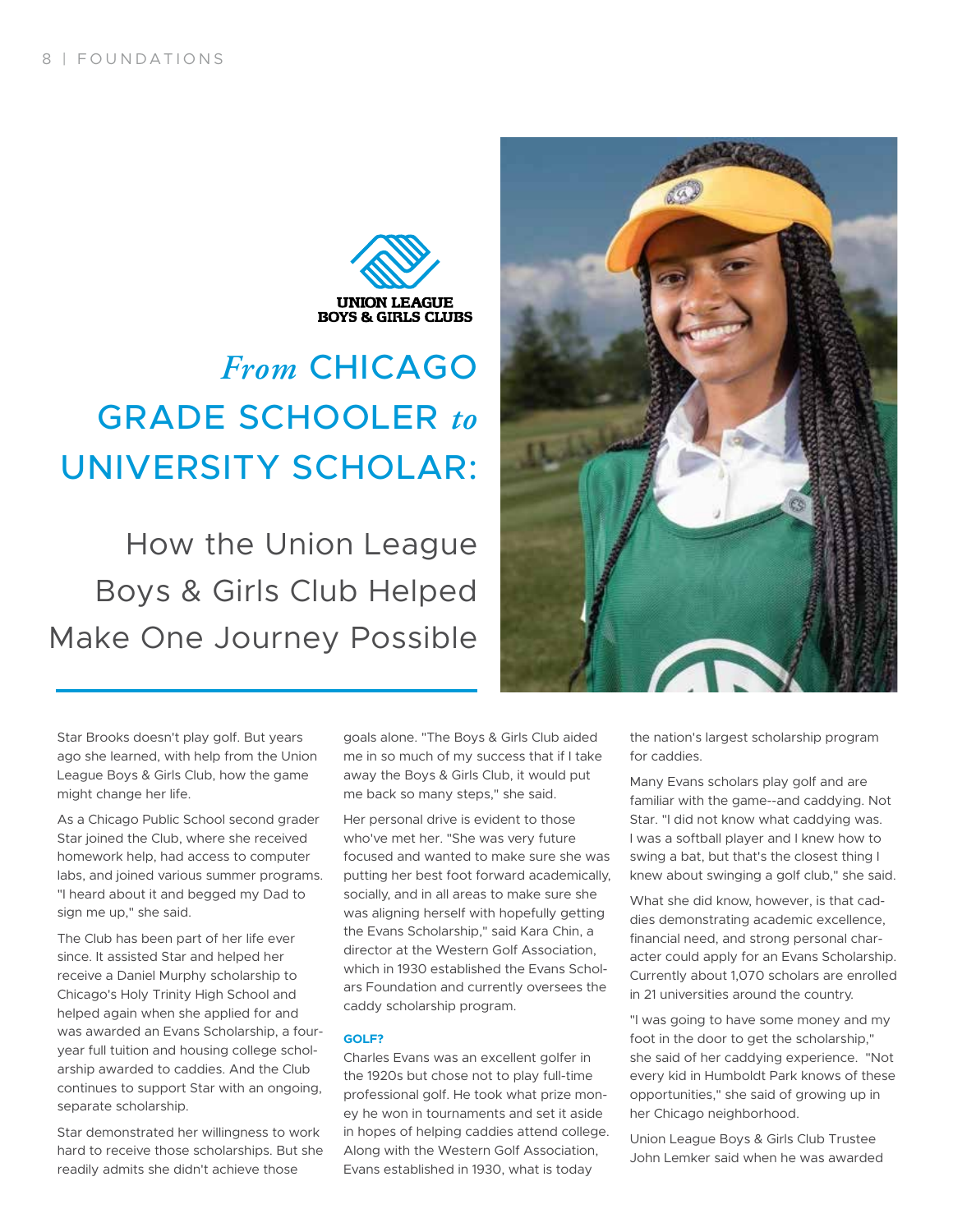UNION LEAGUE BOYS & GIRLS CLUBS

# *From* CHICAGO GRADE SCHOOLER *to* UNIVERSITY SCHOLAR:

## How the Union League Boys & Girls Club Helped Make One Journey Possible

Star Brooks doesn't play golf. But years ago she learned, with help from the Union League Boys & Girls Club, how the game might change her life.

As a Chicago Public School second grader Star joined the Club, where she received homework help, had access to computer labs, and joined various summer programs. "I heard about it and begged my Dad to sign me up," she said.

The Club has been part of her life ever since. It assisted Star and helped her receive a Daniel Murphy scholarship to Chicago's Holy Trinity High School and helped again when she applied for and was awarded an Evans Scholarship, a four-year full tuition and housing college scholarship awarded to caddies. And the Club continues to support Star with an ongoing, separate scholarship.

Star demonstrated her willingness to work hard to receive those scholarships. But she readily admits she didn't achieve those goals alone. "The Boys & Girls Club aided me in so much of my success that if I take away the Boys & Girls Club, it would put me back so many steps," she said.

Her personal drive is evident to those who've met her. "She was very future focused and wanted to make sure she was putting her best foot forward academically, socially, and in all areas to make sure she was aligning herself with hopefully getting the Evans Scholarship," said Kara Chin, a director at the Western Golf Association, which in 1930 established the Evans Scholars Foundation and currently oversees the caddy scholarship program.

**GOLF?**

Charles Evans was an excellent golfer in the 1920s but chose not to play full-time professional golf. He took what prize money he won in tournaments and set it aside in hopes of helping caddies attend college. Along with the Western Golf Association, Evans established in 1930, what is today the nation's largest scholarship program for caddies.

Many Evans scholars play golf and are familiar with the game--and caddying. Not Star. "I did not know what caddying was. I was a softball player and I knew how to swing a bat, but that's the closest thing I knew about swinging a golf club," she said.

What she did know, however, is that caddies demonstrating academic excellence, financial need, and strong personal character could apply for an Evans Scholarship. Currently about 1,070 scholars are enrolled in 21 universities around the country.

"I was going to have some money and my foot in the door to get the scholarship," she said of her caddying experience. "Not every kid in Humboldt Park knows of these opportunities," she said of growing up in her Chicago neighborhood.

Union League Boys & Girls Club Trustee John Lemker said when he was awarded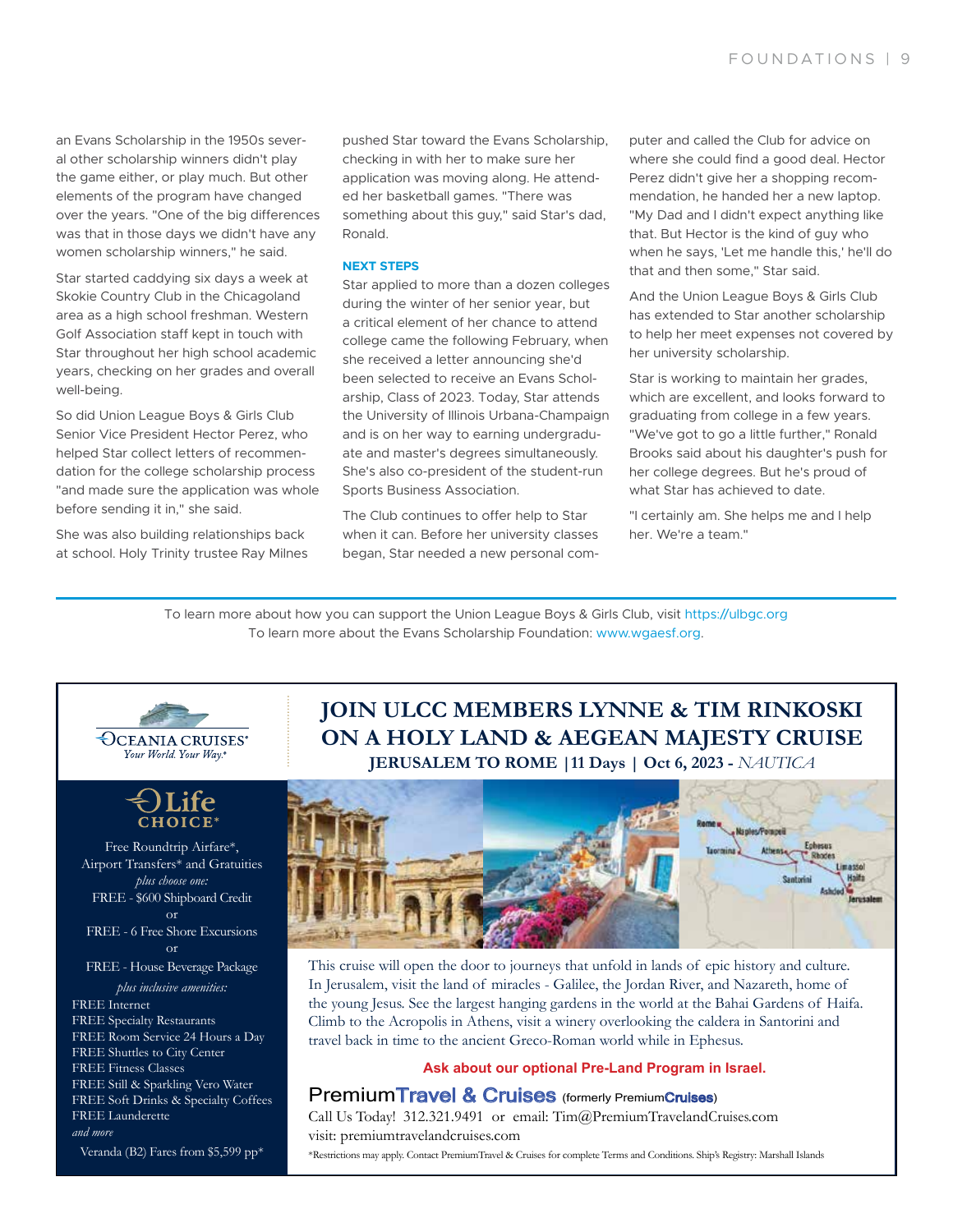an Evans Scholarship in the 1950s several other scholarship winners didn't play the game either, or play much. But other elements of the program have changed over the years. "One of the big differences was that in those days we didn't have any women scholarship winners," he said.

Star started caddying six days a week at Skokie Country Club in the Chicagoland area as a high school freshman. Western Golf Association staff kept in touch with Star throughout her high school academic years, checking on her grades and overall well-being.

So did Union League Boys & Girls Club Senior Vice President Hector Perez, who helped Star collect letters of recommendation for the college scholarship process "and made sure the application was whole before sending it in," she said.

She was also building relationships back at school. Holy Trinity trustee Ray Milnes pushed Star toward the Evans Scholarship, checking in with her to make sure her application was moving along. He attended her basketball games. "There was something about this guy," said Star's dad, Ronald.

**NEXT STEPS**

Star applied to more than a dozen colleges during the winter of her senior year, but a critical element of her chance to attend college came the following February, when she received a letter announcing she'd been selected to receive an Evans Scholarship, Class of 2023. Today, Star attends the University of Illinois Urbana-Champaign and is on her way to earning undergraduate and master's degrees simultaneously. She's also co-president of the student-run Sports Business Association.

The Club continues to offer help to Star when it can. Before her university classes began, Star needed a new personal computer and called the Club for advice on where she could find a good deal. Hector Perez didn't give her a shopping recommendation, he handed her a new laptop. "My Dad and I didn't expect anything like that. But Hector is the kind of guy who when he says, 'Let me handle this,' he'll do that and then some," Star said.

And the Union League Boys & Girls Club has extended to Star another scholarship to help her meet expenses not covered by her university scholarship.

Star is working to maintain her grades, which are excellent, and looks forward to graduating from college in a few years. "We've got to go a little further," Ronald Brooks said about his daughter's push for her college degrees. But he's proud of what Star has achieved to date.

"I certainly am. She helps me and I help her. We're a team."

---

To learn more about how you can support the Union League Boys & Girls Club, visit https://ulbgc.org
To learn more about the Evans Scholarship Foundation: www.wgaesf.org.

---

OCEANIA CRUISES®
*Your World. Your Way.®*

## JOIN ULCC MEMBERS LYNNE & TIM RINKOSKI ON A HOLY LAND & AEGEAN MAJESTY CRUISE

**JERUSALEM TO ROME | 11 Days | Oct 6, 2023 -** *NAUTICA*

OLife CHOICE*

Free Roundtrip Airfare*, Airport Transfers* and Gratuities
*plus choose one:*
FREE - $600 Shipboard Credit
or
FREE - 6 Free Shore Excursions
or
FREE - House Beverage Package
*plus inclusive amenities:*
FREE Internet
FREE Specialty Restaurants
FREE Room Service 24 Hours a Day
FREE Shuttles to City Center
FREE Fitness Classes
FREE Still & Sparkling Vero Water
FREE Soft Drinks & Specialty Coffees
FREE Launderette
*and more*

Veranda (B2) Fares from $5,599 pp*

Rome, Naples/Pompeii, Taormina, Athens, Ephesus, Rhodes, Santorini, Limassol, Haifa, Ashdod, Jerusalem

This cruise will open the door to journeys that unfold in lands of epic history and culture. In Jerusalem, visit the land of miracles - Galilee, the Jordan River, and Nazareth, home of the young Jesus. See the largest hanging gardens in the world at the Bahai Gardens of Haifa. Climb to the Acropolis in Athens, visit a winery overlooking the caldera in Santorini and travel back in time to the ancient Greco-Roman world while in Ephesus.

**Ask about our optional Pre-Land Program in Israel.**

PremiumTravel & Cruises (formerly PremiumCruises)

Call Us Today! 312.321.9491 or email: Tim@PremiumTravelandCruises.com
visit: premiumtravelandcruises.com

*Restrictions may apply. Contact PremiumTravel & Cruises for complete Terms and Conditions. Ship's Registry: Marshall Islands